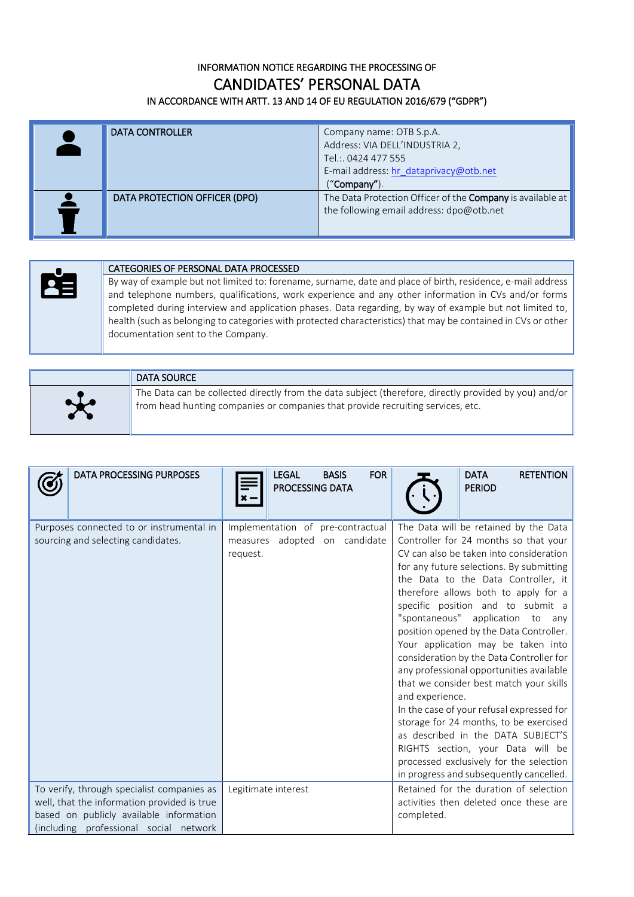INFORMATION NOTICE REGARDING THE PROCESSING OF

# CANDIDATES' PERSONAL DATA

IN ACCORDANCE WITH ARTT. 13 AND 14 OF EU REGULATION 2016/679 ("GDPR")

| | |
|---|---|
| DATA CONTROLLER | Company name: OTB S.p.A.<br>Address: VIA DELL'INDUSTRIA 2,<br>Tel.:. 0424 477 555<br>E-mail address: hr_dataprivacy@otb.net<br>("**Company**"). |
| DATA PROTECTION OFFICER (DPO) | The Data Protection Officer of the **Company** is available at the following email address: dpo@otb.net |

**CATEGORIES OF PERSONAL DATA PROCESSED**

By way of example but not limited to: forename, surname, date and place of birth, residence, e-mail address and telephone numbers, qualifications, work experience and any other information in CVs and/or forms completed during interview and application phases. Data regarding, by way of example but not limited to, health (such as belonging to categories with protected characteristics) that may be contained in CVs or other documentation sent to the Company.

**DATA SOURCE**

The Data can be collected directly from the data subject (therefore, directly provided by you) and/or from head hunting companies or companies that provide recruiting services, etc.

| DATA PROCESSING PURPOSES | LEGAL BASIS FOR PROCESSING DATA | DATA RETENTION PERIOD |
|---|---|---|
| Purposes connected to or instrumental in sourcing and selecting candidates. | Implementation of pre-contractual measures adopted on candidate request. | The Data will be retained by the Data Controller for 24 months so that your CV can also be taken into consideration for any future selections. By submitting the Data to the Data Controller, it therefore allows both to apply for a specific position and to submit a "spontaneous" application to any position opened by the Data Controller. Your application may be taken into consideration by the Data Controller for any professional opportunities available that we consider best match your skills and experience.<br>In the case of your refusal expressed for storage for 24 months, to be exercised as described in the DATA SUBJECT'S RIGHTS section, your Data will be processed exclusively for the selection in progress and subsequently cancelled. |
| To verify, through specialist companies as well, that the information provided is true based on publicly available information (including professional social network | Legitimate interest | Retained for the duration of selection activities then deleted once these are completed. |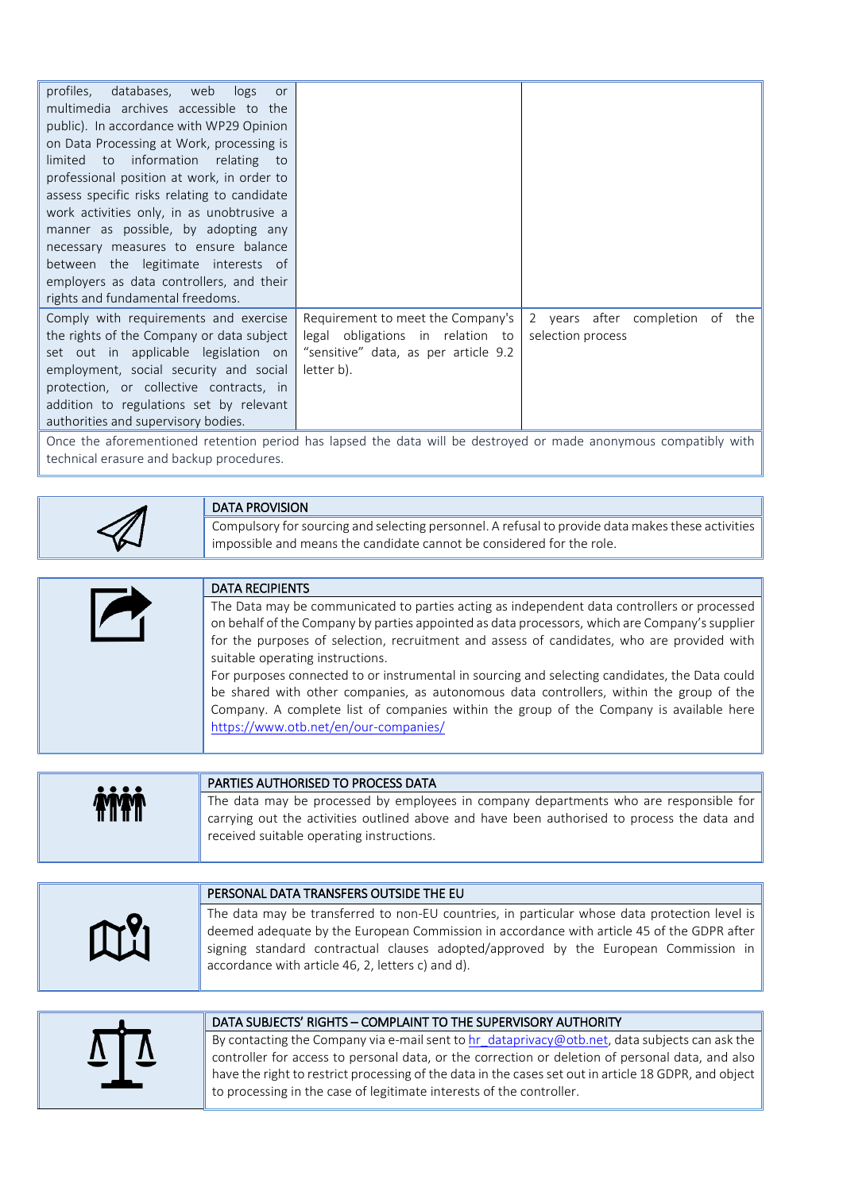| | | |
|---|---|---|
| profiles, databases, web logs or multimedia archives accessible to the public). In accordance with WP29 Opinion on Data Processing at Work, processing is limited to information relating to professional position at work, in order to assess specific risks relating to candidate work activities only, in as unobtrusive a manner as possible, by adopting any necessary measures to ensure balance between the legitimate interests of employers as data controllers, and their rights and fundamental freedoms. | | |
| Comply with requirements and exercise the rights of the Company or data subject set out in applicable legislation on employment, social security and social protection, or collective contracts, in addition to regulations set by relevant authorities and supervisory bodies. | Requirement to meet the Company's legal obligations in relation to "sensitive" data, as per article 9.2 letter b). | 2 years after completion of the selection process |

Once the aforementioned retention period has lapsed the data will be destroyed or made anonymous compatibly with technical erasure and backup procedures.

## DATA PROVISION

Compulsory for sourcing and selecting personnel. A refusal to provide data makes these activities impossible and means the candidate cannot be considered for the role.

## DATA RECIPIENTS

The Data may be communicated to parties acting as independent data controllers or processed on behalf of the Company by parties appointed as data processors, which are Company's supplier for the purposes of selection, recruitment and assess of candidates, who are provided with suitable operating instructions.

For purposes connected to or instrumental in sourcing and selecting candidates, the Data could be shared with other companies, as autonomous data controllers, within the group of the Company. A complete list of companies within the group of the Company is available here https://www.otb.net/en/our-companies/

## PARTIES AUTHORISED TO PROCESS DATA

The data may be processed by employees in company departments who are responsible for carrying out the activities outlined above and have been authorised to process the data and received suitable operating instructions.

## PERSONAL DATA TRANSFERS OUTSIDE THE EU

The data may be transferred to non-EU countries, in particular whose data protection level is deemed adequate by the European Commission in accordance with article 45 of the GDPR after signing standard contractual clauses adopted/approved by the European Commission in accordance with article 46, 2, letters c) and d).

## DATA SUBJECTS' RIGHTS – COMPLAINT TO THE SUPERVISORY AUTHORITY

By contacting the Company via e-mail sent to hr_dataprivacy@otb.net, data subjects can ask the controller for access to personal data, or the correction or deletion of personal data, and also have the right to restrict processing of the data in the cases set out in article 18 GDPR, and object to processing in the case of legitimate interests of the controller.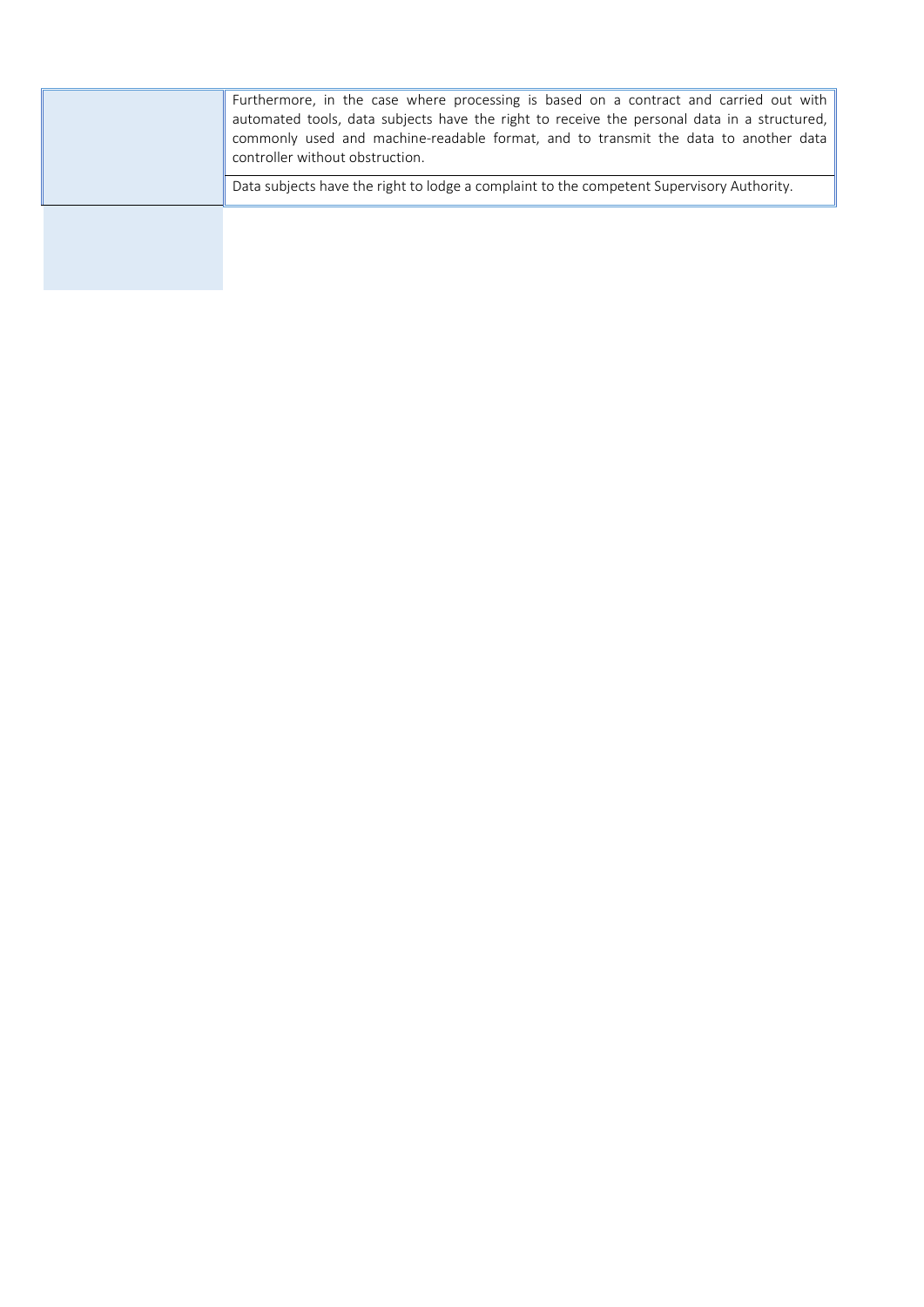| | |
|---|---|
| | Furthermore, in the case where processing is based on a contract and carried out with automated tools, data subjects have the right to receive the personal data in a structured, commonly used and machine-readable format, and to transmit the data to another data controller without obstruction. |
| | Data subjects have the right to lodge a complaint to the competent Supervisory Authority. |